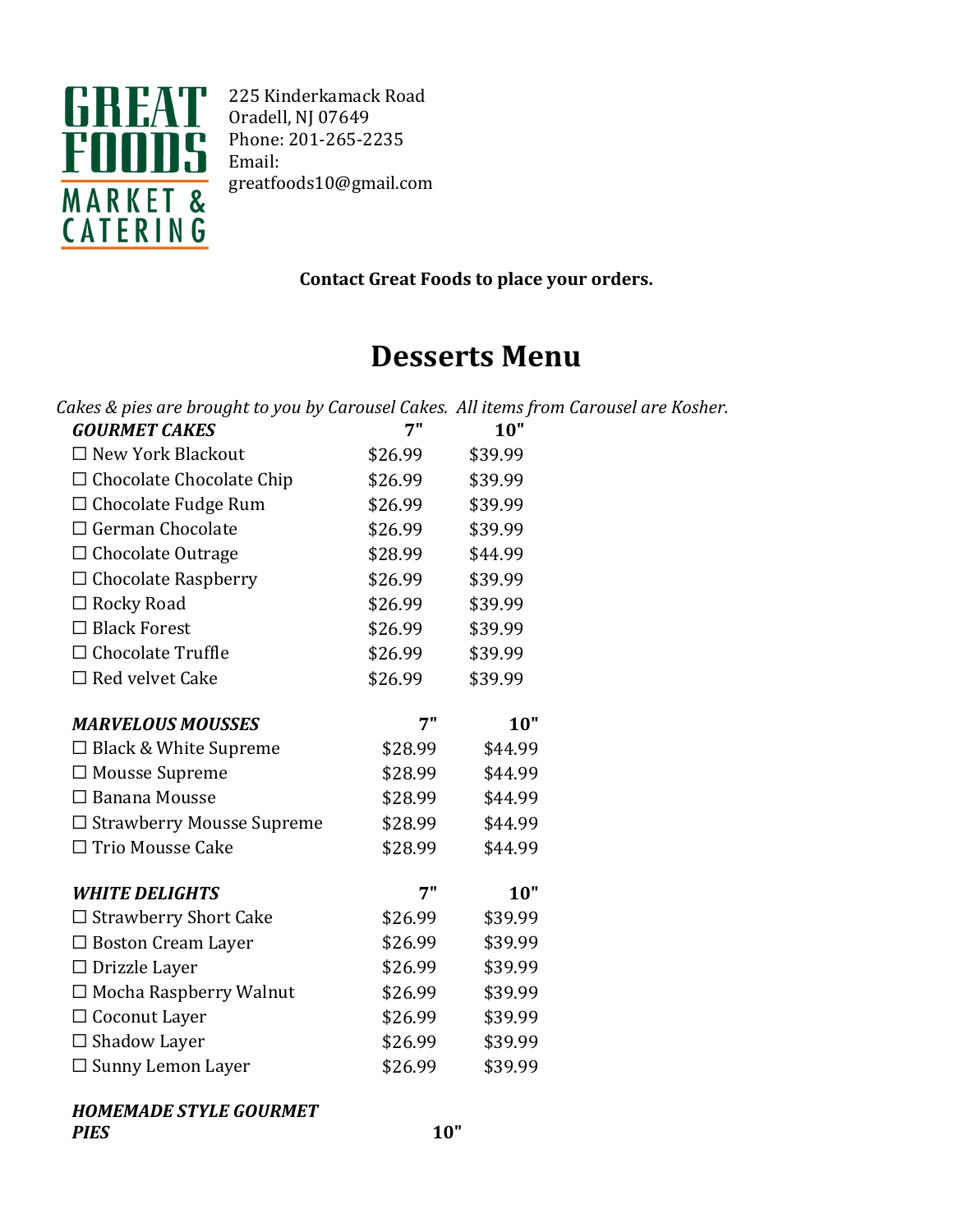GREAT FOODS MARKET & CATERING

225 Kinderkamack Road
Oradell, NJ 07649
Phone: 201-265-2235
Email:
greatfoods10@gmail.com

**Contact Great Foods to place your orders.**

# Desserts Menu

*Cakes & pies are brought to you by Carousel Cakes. All items from Carousel are Kosher.*

| ***GOURMET CAKES*** | **7"** | **10"** |
|---|---|---|
| ☐ New York Blackout | $26.99 | $39.99 |
| ☐ Chocolate Chocolate Chip | $26.99 | $39.99 |
| ☐ Chocolate Fudge Rum | $26.99 | $39.99 |
| ☐ German Chocolate | $26.99 | $39.99 |
| ☐ Chocolate Outrage | $28.99 | $44.99 |
| ☐ Chocolate Raspberry | $26.99 | $39.99 |
| ☐ Rocky Road | $26.99 | $39.99 |
| ☐ Black Forest | $26.99 | $39.99 |
| ☐ Chocolate Truffle | $26.99 | $39.99 |
| ☐ Red velvet Cake | $26.99 | $39.99 |

| ***MARVELOUS MOUSSES*** | **7"** | **10"** |
|---|---|---|
| ☐ Black & White Supreme | $28.99 | $44.99 |
| ☐ Mousse Supreme | $28.99 | $44.99 |
| ☐ Banana Mousse | $28.99 | $44.99 |
| ☐ Strawberry Mousse Supreme | $28.99 | $44.99 |
| ☐ Trio Mousse Cake | $28.99 | $44.99 |

| ***WHITE DELIGHTS*** | **7"** | **10"** |
|---|---|---|
| ☐ Strawberry Short Cake | $26.99 | $39.99 |
| ☐ Boston Cream Layer | $26.99 | $39.99 |
| ☐ Drizzle Layer | $26.99 | $39.99 |
| ☐ Mocha Raspberry Walnut | $26.99 | $39.99 |
| ☐ Coconut Layer | $26.99 | $39.99 |
| ☐ Shadow Layer | $26.99 | $39.99 |
| ☐ Sunny Lemon Layer | $26.99 | $39.99 |

| ***HOMEMADE STYLE GOURMET PIES*** | **10"** |
|---|---|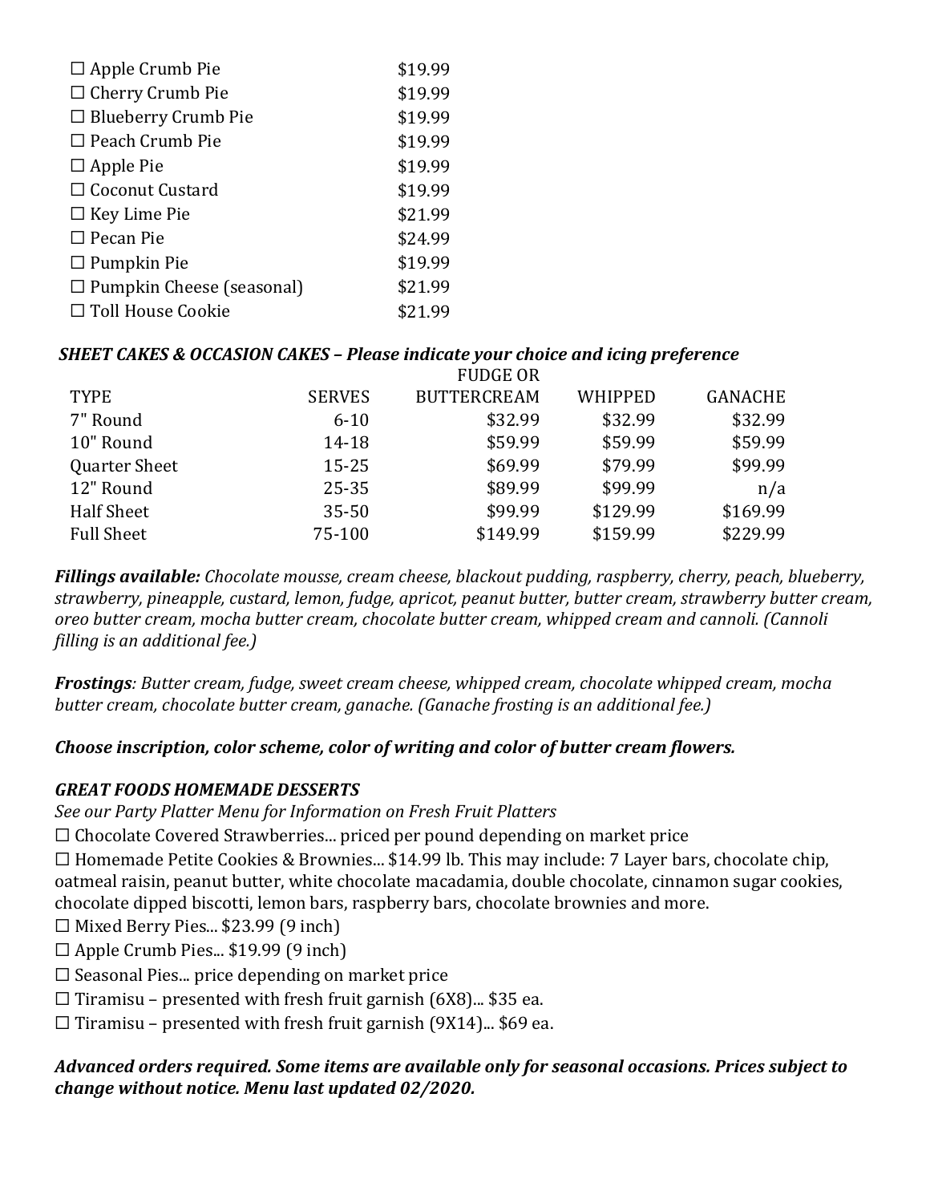| | |
|---|---|
| ☐ Apple Crumb Pie | $19.99 |
| ☐ Cherry Crumb Pie | $19.99 |
| ☐ Blueberry Crumb Pie | $19.99 |
| ☐ Peach Crumb Pie | $19.99 |
| ☐ Apple Pie | $19.99 |
| ☐ Coconut Custard | $19.99 |
| ☐ Key Lime Pie | $21.99 |
| ☐ Pecan Pie | $24.99 |
| ☐ Pumpkin Pie | $19.99 |
| ☐ Pumpkin Cheese (seasonal) | $21.99 |
| ☐ Toll House Cookie | $21.99 |

***SHEET CAKES & OCCASION CAKES – Please indicate your choice and icing preference***

| TYPE | SERVES | FUDGE OR BUTTERCREAM | WHIPPED | GANACHE |
|---|---|---|---|---|
| 7" Round | 6-10 | $32.99 | $32.99 | $32.99 |
| 10" Round | 14-18 | $59.99 | $59.99 | $59.99 |
| Quarter Sheet | 15-25 | $69.99 | $79.99 | $99.99 |
| 12" Round | 25-35 | $89.99 | $99.99 | n/a |
| Half Sheet | 35-50 | $99.99 | $129.99 | $169.99 |
| Full Sheet | 75-100 | $149.99 | $159.99 | $229.99 |

***Fillings available:*** *Chocolate mousse, cream cheese, blackout pudding, raspberry, cherry, peach, blueberry, strawberry, pineapple, custard, lemon, fudge, apricot, peanut butter, butter cream, strawberry butter cream, oreo butter cream, mocha butter cream, chocolate butter cream, whipped cream and cannoli. (Cannoli filling is an additional fee.)*

***Frostings****: Butter cream, fudge, sweet cream cheese, whipped cream, chocolate whipped cream, mocha butter cream, chocolate butter cream, ganache. (Ganache frosting is an additional fee.)*

***Choose inscription, color scheme, color of writing and color of butter cream flowers.***

***GREAT FOODS HOMEMADE DESSERTS***

*See our Party Platter Menu for Information on Fresh Fruit Platters*

☐ Chocolate Covered Strawberries... priced per pound depending on market price

☐ Homemade Petite Cookies & Brownies... $14.99 lb. This may include: 7 Layer bars, chocolate chip, oatmeal raisin, peanut butter, white chocolate macadamia, double chocolate, cinnamon sugar cookies, chocolate dipped biscotti, lemon bars, raspberry bars, chocolate brownies and more.

☐ Mixed Berry Pies... $23.99 (9 inch)

☐ Apple Crumb Pies... $19.99 (9 inch)

☐ Seasonal Pies... price depending on market price

☐ Tiramisu – presented with fresh fruit garnish (6X8)... $35 ea.

☐ Tiramisu – presented with fresh fruit garnish (9X14)... $69 ea.

***Advanced orders required. Some items are available only for seasonal occasions. Prices subject to change without notice. Menu last updated 02/2020.***